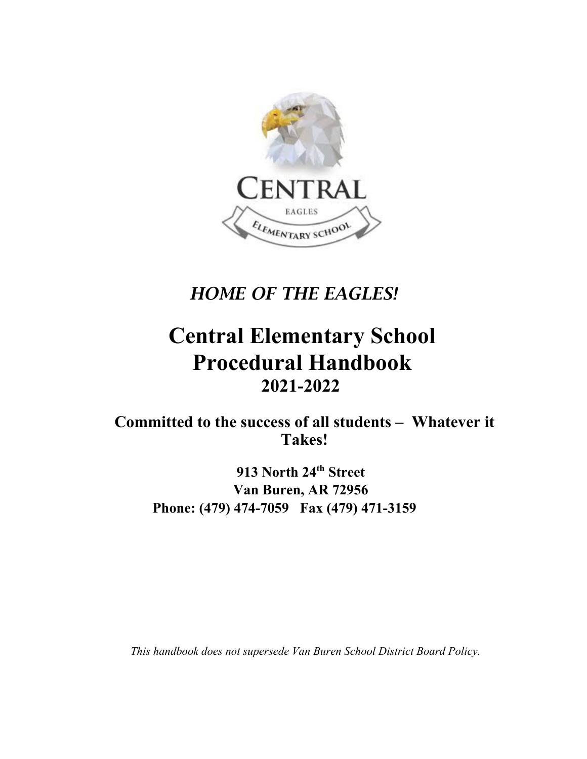*HOME OF THE EAGLES!*

# Central Elementary School Procedural Handbook

## 2021-2022

**Committed to the success of all students – Whatever it Takes!**

**913 North 24th Street**
**Van Buren, AR 72956**
**Phone: (479) 474-7059 Fax (479) 471-3159**

*This handbook does not supersede Van Buren School District Board Policy.*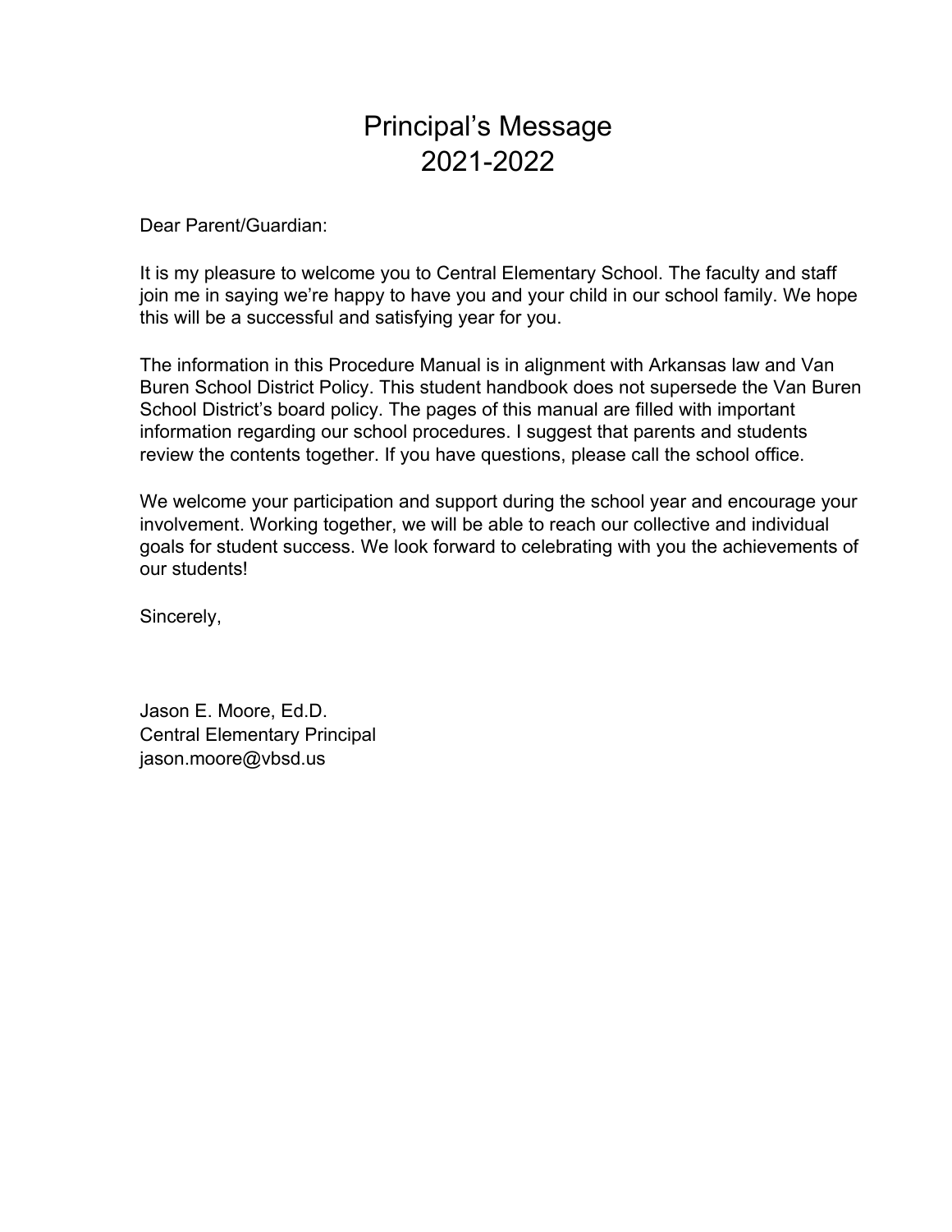# Principal's Message
# 2021-2022

Dear Parent/Guardian:

It is my pleasure to welcome you to Central Elementary School. The faculty and staff join me in saying we're happy to have you and your child in our school family. We hope this will be a successful and satisfying year for you.

The information in this Procedure Manual is in alignment with Arkansas law and Van Buren School District Policy. This student handbook does not supersede the Van Buren School District's board policy. The pages of this manual are filled with important information regarding our school procedures. I suggest that parents and students review the contents together. If you have questions, please call the school office.

We welcome your participation and support during the school year and encourage your involvement. Working together, we will be able to reach our collective and individual goals for student success. We look forward to celebrating with you the achievements of our students!

Sincerely,

Jason E. Moore, Ed.D.
Central Elementary Principal
jason.moore@vbsd.us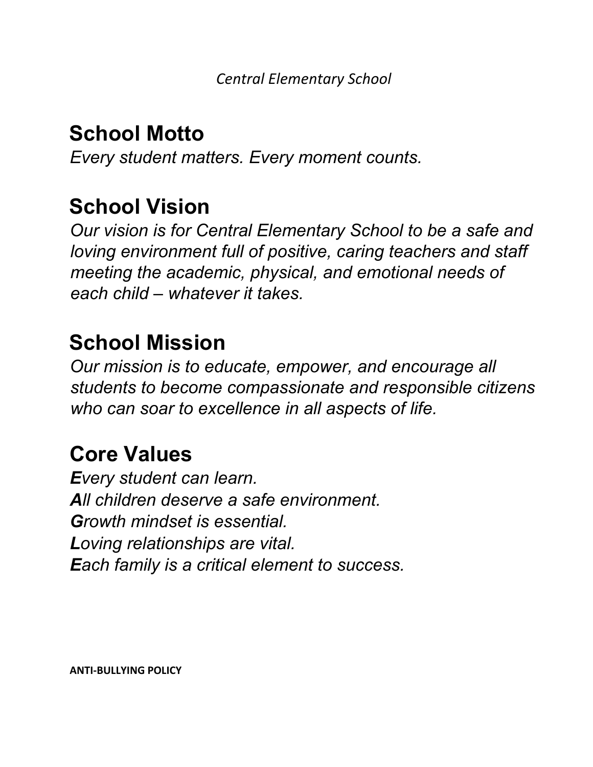## School Motto

*Every student matters. Every moment counts.*

## School Vision

*Our vision is for Central Elementary School to be a safe and loving environment full of positive, caring teachers and staff meeting the academic, physical, and emotional needs of each child – whatever it takes.*

## School Mission

*Our mission is to educate, empower, and encourage all students to become compassionate and responsible citizens who can soar to excellence in all aspects of life.*

## Core Values

***E****very student can learn.*
***A****ll children deserve a safe environment.*
***G****rowth mindset is essential.*
***L****oving relationships are vital.*
***E****ach family is a critical element to success.*

**ANTI-BULLYING POLICY**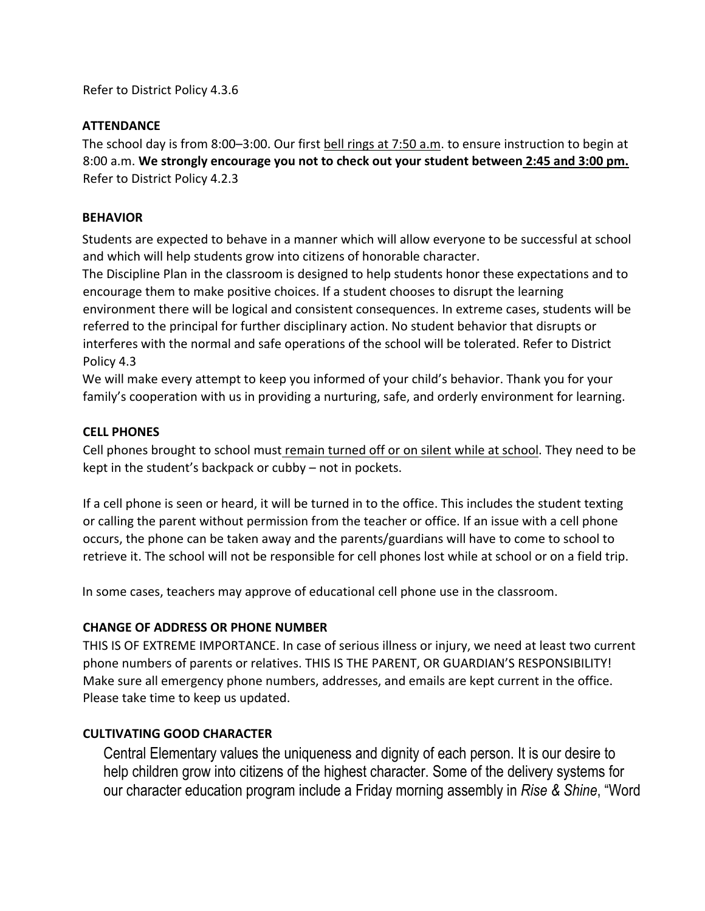Refer to District Policy 4.3.6

## ATTENDANCE

The school day is from 8:00–3:00. Our first bell rings at 7:50 a.m. to ensure instruction to begin at 8:00 a.m. **We strongly encourage you not to check out your student between 2:45 and 3:00 pm.** Refer to District Policy 4.2.3

## BEHAVIOR

Students are expected to behave in a manner which will allow everyone to be successful at school and which will help students grow into citizens of honorable character.

The Discipline Plan in the classroom is designed to help students honor these expectations and to encourage them to make positive choices. If a student chooses to disrupt the learning environment there will be logical and consistent consequences. In extreme cases, students will be referred to the principal for further disciplinary action. No student behavior that disrupts or interferes with the normal and safe operations of the school will be tolerated. Refer to District Policy 4.3

We will make every attempt to keep you informed of your child's behavior. Thank you for your family's cooperation with us in providing a nurturing, safe, and orderly environment for learning.

## CELL PHONES

Cell phones brought to school must remain turned off or on silent while at school. They need to be kept in the student's backpack or cubby – not in pockets.

If a cell phone is seen or heard, it will be turned in to the office. This includes the student texting or calling the parent without permission from the teacher or office. If an issue with a cell phone occurs, the phone can be taken away and the parents/guardians will have to come to school to retrieve it. The school will not be responsible for cell phones lost while at school or on a field trip.

In some cases, teachers may approve of educational cell phone use in the classroom.

## CHANGE OF ADDRESS OR PHONE NUMBER

THIS IS OF EXTREME IMPORTANCE. In case of serious illness or injury, we need at least two current phone numbers of parents or relatives. THIS IS THE PARENT, OR GUARDIAN'S RESPONSIBILITY! Make sure all emergency phone numbers, addresses, and emails are kept current in the office. Please take time to keep us updated.

## CULTIVATING GOOD CHARACTER

Central Elementary values the uniqueness and dignity of each person. It is our desire to help children grow into citizens of the highest character. Some of the delivery systems for our character education program include a Friday morning assembly in *Rise & Shine*, "Word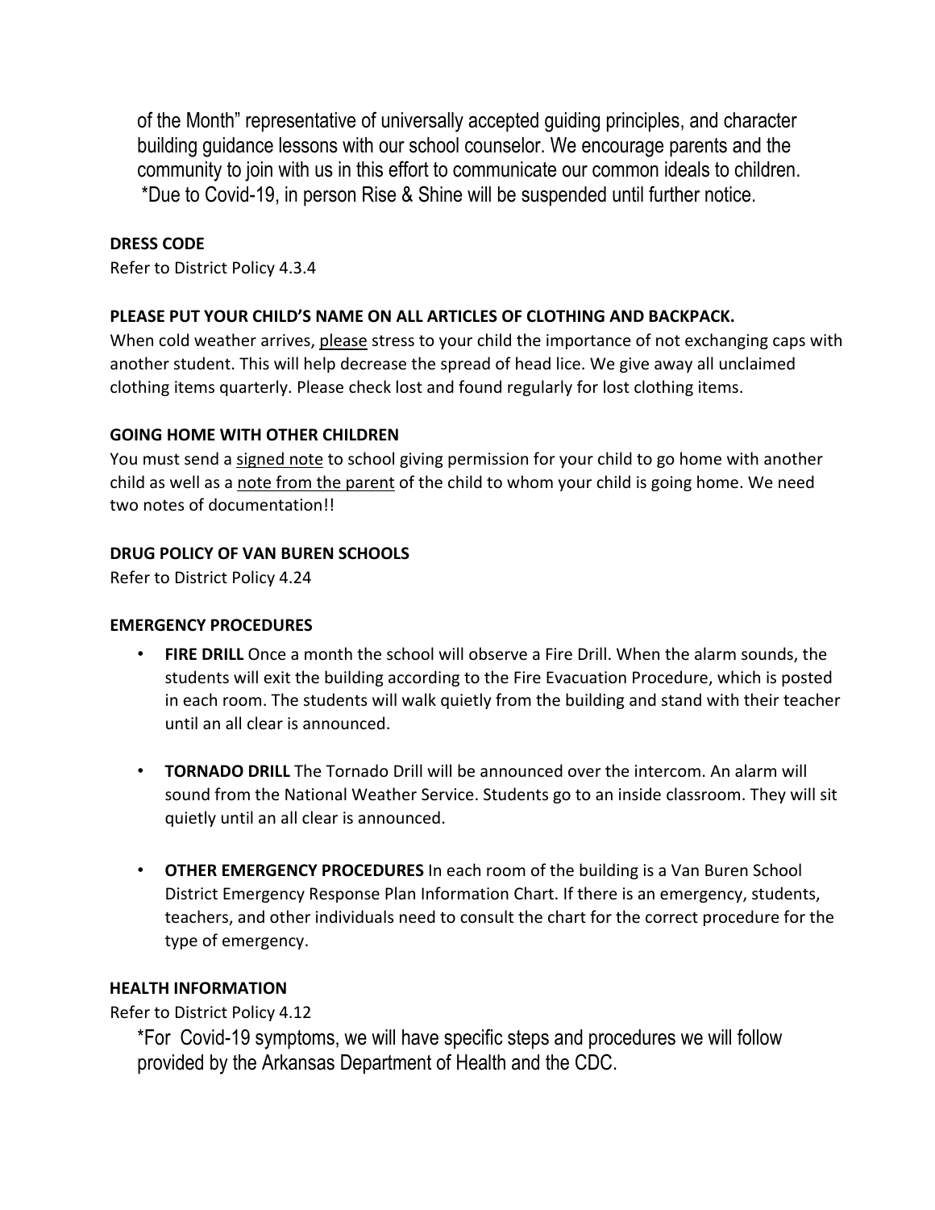of the Month" representative of universally accepted guiding principles, and character building guidance lessons with our school counselor. We encourage parents and the community to join with us in this effort to communicate our common ideals to children. *Due to Covid-19, in person Rise & Shine will be suspended until further notice.

**DRESS CODE**

Refer to District Policy 4.3.4

**PLEASE PUT YOUR CHILD'S NAME ON ALL ARTICLES OF CLOTHING AND BACKPACK.**

When cold weather arrives, please stress to your child the importance of not exchanging caps with another student. This will help decrease the spread of head lice. We give away all unclaimed clothing items quarterly. Please check lost and found regularly for lost clothing items.

**GOING HOME WITH OTHER CHILDREN**

You must send a signed note to school giving permission for your child to go home with another child as well as a note from the parent of the child to whom your child is going home. We need two notes of documentation!!

**DRUG POLICY OF VAN BUREN SCHOOLS**

Refer to District Policy 4.24

**EMERGENCY PROCEDURES**

- **FIRE DRILL** Once a month the school will observe a Fire Drill. When the alarm sounds, the students will exit the building according to the Fire Evacuation Procedure, which is posted in each room. The students will walk quietly from the building and stand with their teacher until an all clear is announced.

- **TORNADO DRILL** The Tornado Drill will be announced over the intercom. An alarm will sound from the National Weather Service. Students go to an inside classroom. They will sit quietly until an all clear is announced.

- **OTHER EMERGENCY PROCEDURES** In each room of the building is a Van Buren School District Emergency Response Plan Information Chart. If there is an emergency, students, teachers, and other individuals need to consult the chart for the correct procedure for the type of emergency.

**HEALTH INFORMATION**

Refer to District Policy 4.12

*For Covid-19 symptoms, we will have specific steps and procedures we will follow provided by the Arkansas Department of Health and the CDC.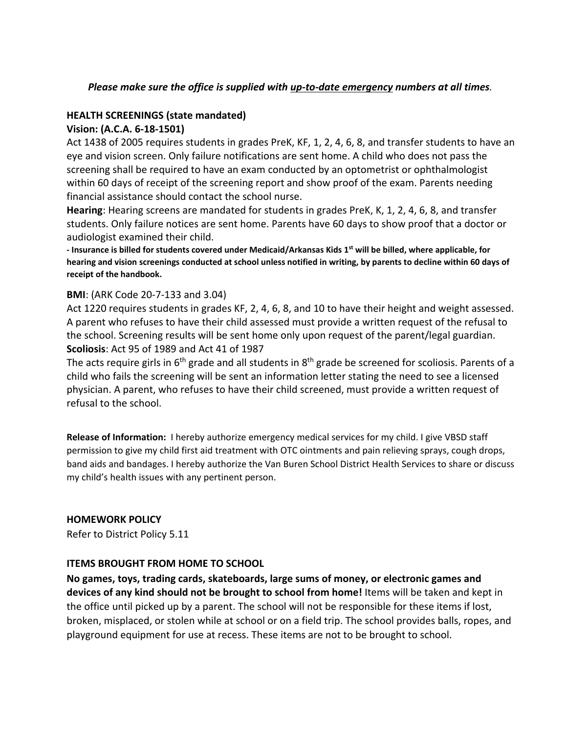***Please make sure the office is supplied with <u>up-to-date emergency</u> numbers at all times.***

**HEALTH SCREENINGS (state mandated)**

**Vision: (A.C.A. 6-18-1501)**

Act 1438 of 2005 requires students in grades PreK, KF, 1, 2, 4, 6, 8, and transfer students to have an eye and vision screen. Only failure notifications are sent home. A child who does not pass the screening shall be required to have an exam conducted by an optometrist or ophthalmologist within 60 days of receipt of the screening report and show proof of the exam. Parents needing financial assistance should contact the school nurse.

**Hearing**: Hearing screens are mandated for students in grades PreK, K, 1, 2, 4, 6, 8, and transfer students. Only failure notices are sent home. Parents have 60 days to show proof that a doctor or audiologist examined their child.

**- Insurance is billed for students covered under Medicaid/Arkansas Kids 1st will be billed, where applicable, for hearing and vision screenings conducted at school unless notified in writing, by parents to decline within 60 days of receipt of the handbook.**

**BMI**: (ARK Code 20-7-133 and 3.04)

Act 1220 requires students in grades KF, 2, 4, 6, 8, and 10 to have their height and weight assessed. A parent who refuses to have their child assessed must provide a written request of the refusal to the school. Screening results will be sent home only upon request of the parent/legal guardian.

**Scoliosis**: Act 95 of 1989 and Act 41 of 1987

The acts require girls in 6th grade and all students in 8th grade be screened for scoliosis. Parents of a child who fails the screening will be sent an information letter stating the need to see a licensed physician. A parent, who refuses to have their child screened, must provide a written request of refusal to the school.

**Release of Information:** I hereby authorize emergency medical services for my child. I give VBSD staff permission to give my child first aid treatment with OTC ointments and pain relieving sprays, cough drops, band aids and bandages. I hereby authorize the Van Buren School District Health Services to share or discuss my child's health issues with any pertinent person.

**HOMEWORK POLICY**

Refer to District Policy 5.11

**ITEMS BROUGHT FROM HOME TO SCHOOL**

**No games, toys, trading cards, skateboards, large sums of money, or electronic games and devices of any kind should not be brought to school from home!** Items will be taken and kept in the office until picked up by a parent. The school will not be responsible for these items if lost, broken, misplaced, or stolen while at school or on a field trip. The school provides balls, ropes, and playground equipment for use at recess. These items are not to be brought to school.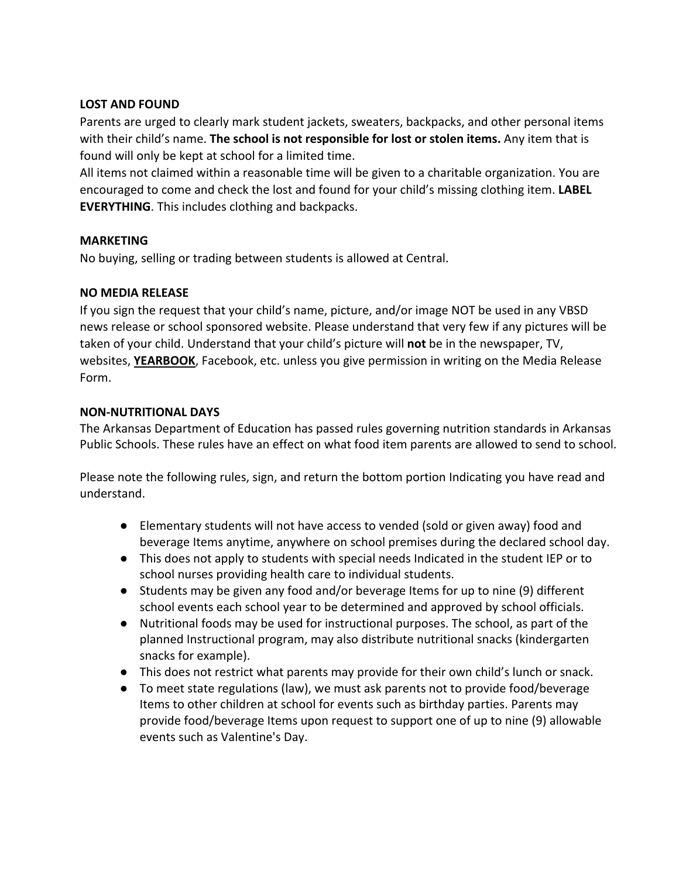**LOST AND FOUND**

Parents are urged to clearly mark student jackets, sweaters, backpacks, and other personal items with their child's name. **The school is not responsible for lost or stolen items.** Any item that is found will only be kept at school for a limited time.

All items not claimed within a reasonable time will be given to a charitable organization. You are encouraged to come and check the lost and found for your child's missing clothing item. **LABEL EVERYTHING**. This includes clothing and backpacks.

**MARKETING**

No buying, selling or trading between students is allowed at Central.

**NO MEDIA RELEASE**

If you sign the request that your child's name, picture, and/or image NOT be used in any VBSD news release or school sponsored website. Please understand that very few if any pictures will be taken of your child. Understand that your child's picture will **not** be in the newspaper, TV, websites, <u>**YEARBOOK**</u>, Facebook, etc. unless you give permission in writing on the Media Release Form.

**NON-NUTRITIONAL DAYS**

The Arkansas Department of Education has passed rules governing nutrition standards in Arkansas Public Schools. These rules have an effect on what food item parents are allowed to send to school.

Please note the following rules, sign, and return the bottom portion Indicating you have read and understand.

- Elementary students will not have access to vended (sold or given away) food and beverage Items anytime, anywhere on school premises during the declared school day.
- This does not apply to students with special needs Indicated in the student IEP or to school nurses providing health care to individual students.
- Students may be given any food and/or beverage Items for up to nine (9) different school events each school year to be determined and approved by school officials.
- Nutritional foods may be used for instructional purposes. The school, as part of the planned Instructional program, may also distribute nutritional snacks (kindergarten snacks for example).
- This does not restrict what parents may provide for their own child's lunch or snack.
- To meet state regulations (law), we must ask parents not to provide food/beverage Items to other children at school for events such as birthday parties. Parents may provide food/beverage Items upon request to support one of up to nine (9) allowable events such as Valentine's Day.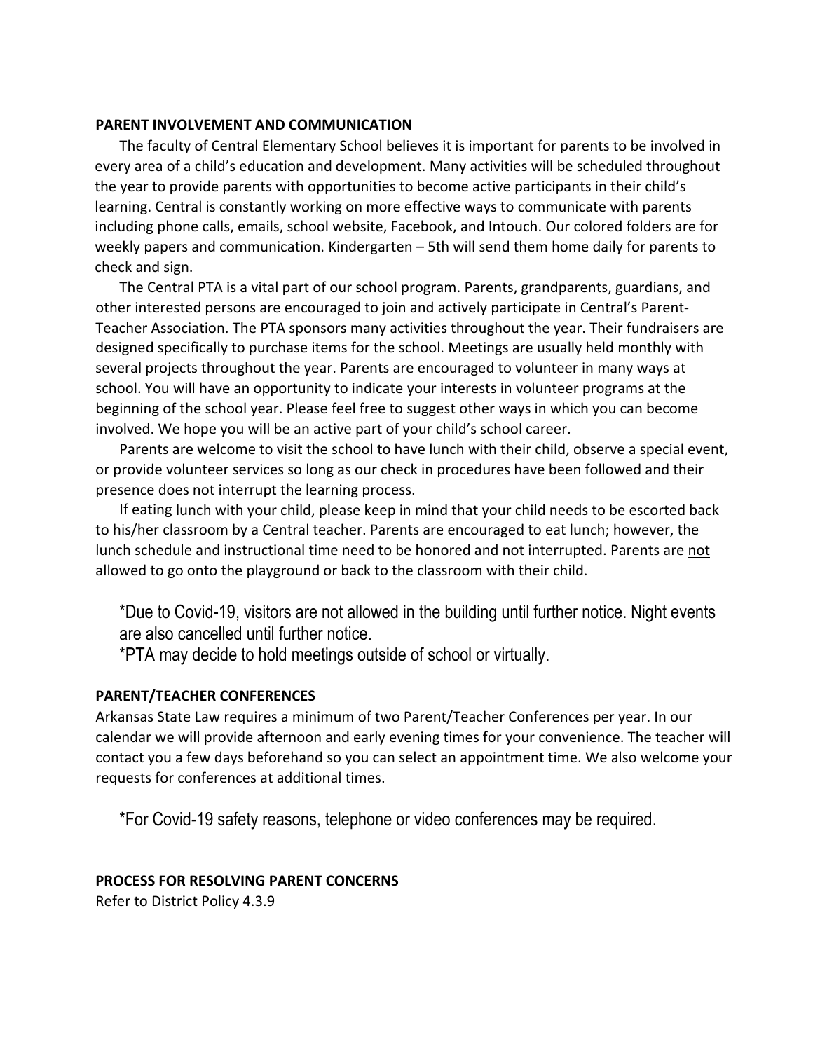**PARENT INVOLVEMENT AND COMMUNICATION**

The faculty of Central Elementary School believes it is important for parents to be involved in every area of a child's education and development. Many activities will be scheduled throughout the year to provide parents with opportunities to become active participants in their child's learning. Central is constantly working on more effective ways to communicate with parents including phone calls, emails, school website, Facebook, and Intouch. Our colored folders are for weekly papers and communication. Kindergarten – 5th will send them home daily for parents to check and sign.

The Central PTA is a vital part of our school program. Parents, grandparents, guardians, and other interested persons are encouraged to join and actively participate in Central's Parent-Teacher Association. The PTA sponsors many activities throughout the year. Their fundraisers are designed specifically to purchase items for the school. Meetings are usually held monthly with several projects throughout the year. Parents are encouraged to volunteer in many ways at school. You will have an opportunity to indicate your interests in volunteer programs at the beginning of the school year. Please feel free to suggest other ways in which you can become involved. We hope you will be an active part of your child's school career.

Parents are welcome to visit the school to have lunch with their child, observe a special event, or provide volunteer services so long as our check in procedures have been followed and their presence does not interrupt the learning process.

If eating lunch with your child, please keep in mind that your child needs to be escorted back to his/her classroom by a Central teacher. Parents are encouraged to eat lunch; however, the lunch schedule and instructional time need to be honored and not interrupted. Parents are <u>not</u> allowed to go onto the playground or back to the classroom with their child.

*Due to Covid-19, visitors are not allowed in the building until further notice. Night events are also cancelled until further notice.

*PTA may decide to hold meetings outside of school or virtually.

**PARENT/TEACHER CONFERENCES**

Arkansas State Law requires a minimum of two Parent/Teacher Conferences per year. In our calendar we will provide afternoon and early evening times for your convenience. The teacher will contact you a few days beforehand so you can select an appointment time. We also welcome your requests for conferences at additional times.

*For Covid-19 safety reasons, telephone or video conferences may be required.

**PROCESS FOR RESOLVING PARENT CONCERNS**

Refer to District Policy 4.3.9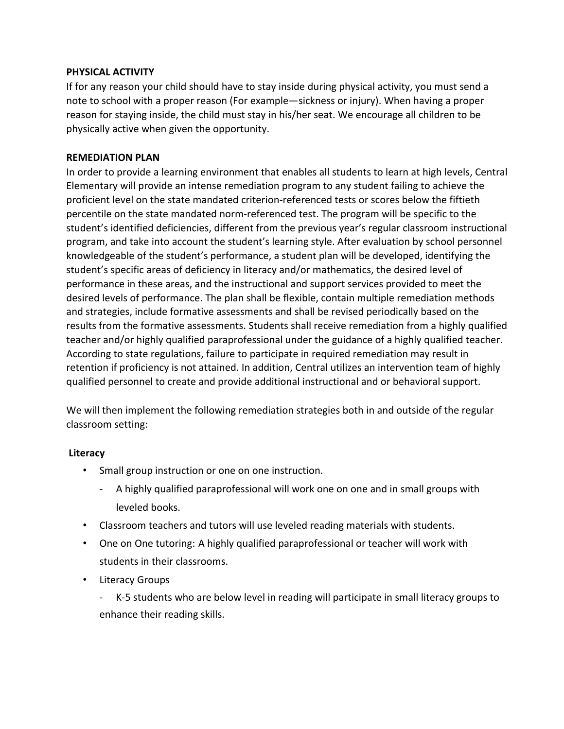**PHYSICAL ACTIVITY**

If for any reason your child should have to stay inside during physical activity, you must send a note to school with a proper reason (For example—sickness or injury). When having a proper reason for staying inside, the child must stay in his/her seat. We encourage all children to be physically active when given the opportunity.

**REMEDIATION PLAN**

In order to provide a learning environment that enables all students to learn at high levels, Central Elementary will provide an intense remediation program to any student failing to achieve the proficient level on the state mandated criterion-referenced tests or scores below the fiftieth percentile on the state mandated norm-referenced test. The program will be specific to the student's identified deficiencies, different from the previous year's regular classroom instructional program, and take into account the student's learning style. After evaluation by school personnel knowledgeable of the student's performance, a student plan will be developed, identifying the student's specific areas of deficiency in literacy and/or mathematics, the desired level of performance in these areas, and the instructional and support services provided to meet the desired levels of performance. The plan shall be flexible, contain multiple remediation methods and strategies, include formative assessments and shall be revised periodically based on the results from the formative assessments. Students shall receive remediation from a highly qualified teacher and/or highly qualified paraprofessional under the guidance of a highly qualified teacher. According to state regulations, failure to participate in required remediation may result in retention if proficiency is not attained. In addition, Central utilizes an intervention team of highly qualified personnel to create and provide additional instructional and or behavioral support.

We will then implement the following remediation strategies both in and outside of the regular classroom setting:

**Literacy**

- Small group instruction or one on one instruction.
  - A highly qualified paraprofessional will work one on one and in small groups with leveled books.
- Classroom teachers and tutors will use leveled reading materials with students.
- One on One tutoring: A highly qualified paraprofessional or teacher will work with students in their classrooms.
- Literacy Groups
  - K-5 students who are below level in reading will participate in small literacy groups to enhance their reading skills.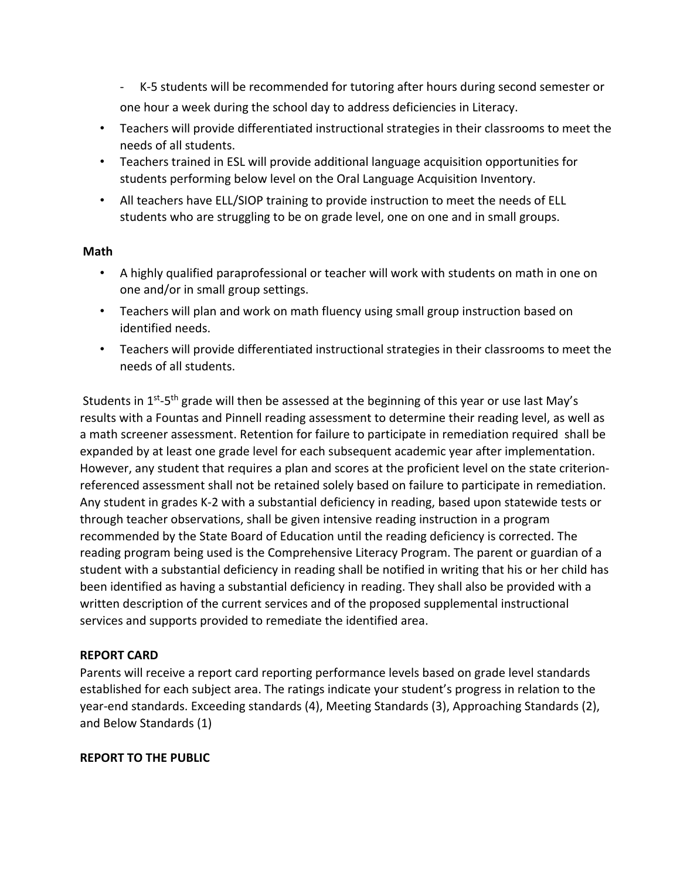- K-5 students will be recommended for tutoring after hours during second semester or one hour a week during the school day to address deficiencies in Literacy.

- Teachers will provide differentiated instructional strategies in their classrooms to meet the needs of all students.
- Teachers trained in ESL will provide additional language acquisition opportunities for students performing below level on the Oral Language Acquisition Inventory.
- All teachers have ELL/SIOP training to provide instruction to meet the needs of ELL students who are struggling to be on grade level, one on one and in small groups.

**Math**

- A highly qualified paraprofessional or teacher will work with students on math in one on one and/or in small group settings.
- Teachers will plan and work on math fluency using small group instruction based on identified needs.
- Teachers will provide differentiated instructional strategies in their classrooms to meet the needs of all students.

Students in 1st-5th grade will then be assessed at the beginning of this year or use last May's results with a Fountas and Pinnell reading assessment to determine their reading level, as well as a math screener assessment. Retention for failure to participate in remediation required shall be expanded by at least one grade level for each subsequent academic year after implementation. However, any student that requires a plan and scores at the proficient level on the state criterion-referenced assessment shall not be retained solely based on failure to participate in remediation. Any student in grades K-2 with a substantial deficiency in reading, based upon statewide tests or through teacher observations, shall be given intensive reading instruction in a program recommended by the State Board of Education until the reading deficiency is corrected. The reading program being used is the Comprehensive Literacy Program. The parent or guardian of a student with a substantial deficiency in reading shall be notified in writing that his or her child has been identified as having a substantial deficiency in reading. They shall also be provided with a written description of the current services and of the proposed supplemental instructional services and supports provided to remediate the identified area.

**REPORT CARD**

Parents will receive a report card reporting performance levels based on grade level standards established for each subject area. The ratings indicate your student's progress in relation to the year-end standards. Exceeding standards (4), Meeting Standards (3), Approaching Standards (2), and Below Standards (1)

**REPORT TO THE PUBLIC**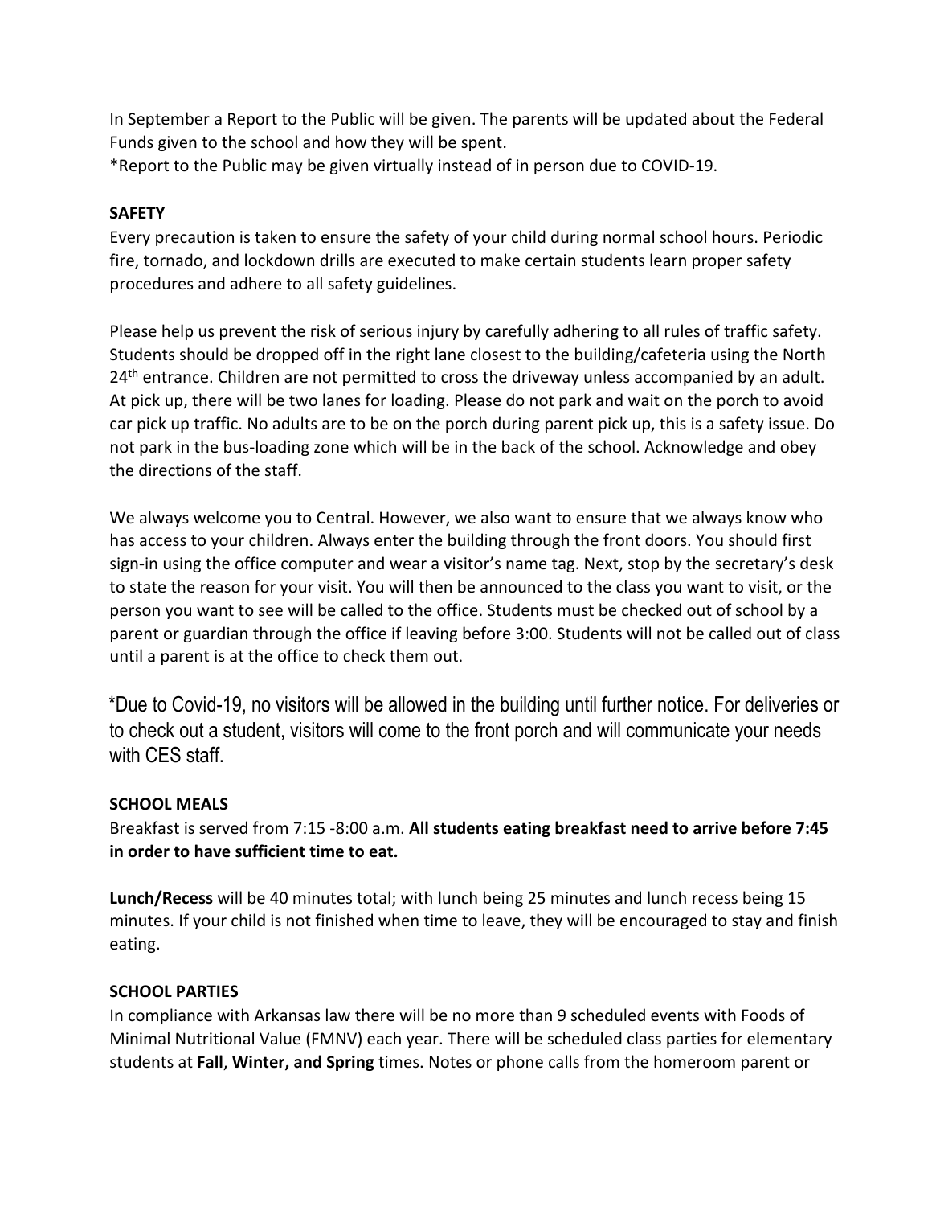In September a Report to the Public will be given. The parents will be updated about the Federal Funds given to the school and how they will be spent.

*Report to the Public may be given virtually instead of in person due to COVID-19.

**SAFETY**

Every precaution is taken to ensure the safety of your child during normal school hours. Periodic fire, tornado, and lockdown drills are executed to make certain students learn proper safety procedures and adhere to all safety guidelines.

Please help us prevent the risk of serious injury by carefully adhering to all rules of traffic safety. Students should be dropped off in the right lane closest to the building/cafeteria using the North 24th entrance. Children are not permitted to cross the driveway unless accompanied by an adult. At pick up, there will be two lanes for loading. Please do not park and wait on the porch to avoid car pick up traffic. No adults are to be on the porch during parent pick up, this is a safety issue. Do not park in the bus-loading zone which will be in the back of the school. Acknowledge and obey the directions of the staff.

We always welcome you to Central. However, we also want to ensure that we always know who has access to your children. Always enter the building through the front doors. You should first sign-in using the office computer and wear a visitor's name tag. Next, stop by the secretary's desk to state the reason for your visit. You will then be announced to the class you want to visit, or the person you want to see will be called to the office. Students must be checked out of school by a parent or guardian through the office if leaving before 3:00. Students will not be called out of class until a parent is at the office to check them out.

*Due to Covid-19, no visitors will be allowed in the building until further notice. For deliveries or to check out a student, visitors will come to the front porch and will communicate your needs with CES staff.

**SCHOOL MEALS**

Breakfast is served from 7:15 -8:00 a.m. **All students eating breakfast need to arrive before 7:45 in order to have sufficient time to eat.**

**Lunch/Recess** will be 40 minutes total; with lunch being 25 minutes and lunch recess being 15 minutes. If your child is not finished when time to leave, they will be encouraged to stay and finish eating.

**SCHOOL PARTIES**

In compliance with Arkansas law there will be no more than 9 scheduled events with Foods of Minimal Nutritional Value (FMNV) each year. There will be scheduled class parties for elementary students at **Fall**, **Winter, and Spring** times. Notes or phone calls from the homeroom parent or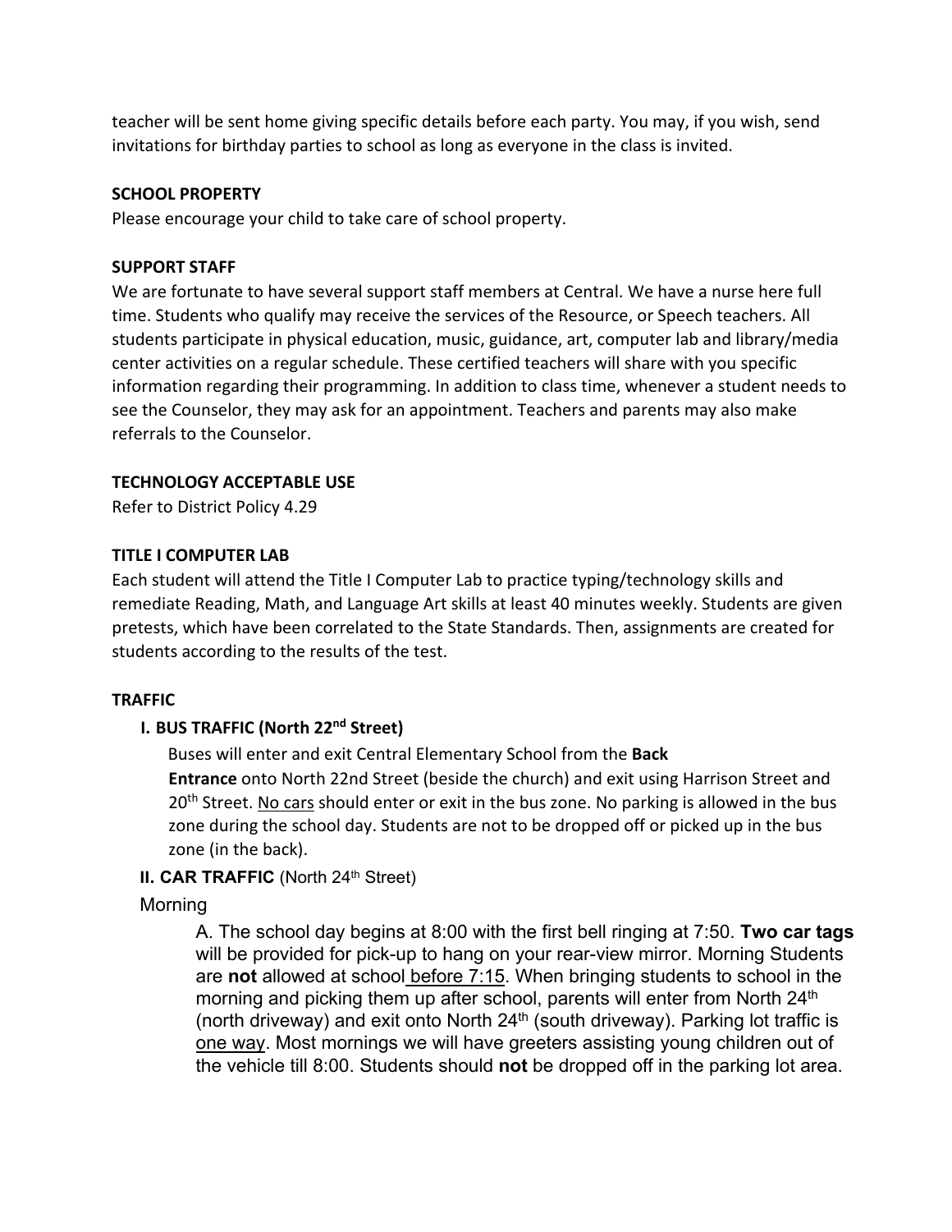teacher will be sent home giving specific details before each party. You may, if you wish, send invitations for birthday parties to school as long as everyone in the class is invited.

**SCHOOL PROPERTY**

Please encourage your child to take care of school property.

**SUPPORT STAFF**

We are fortunate to have several support staff members at Central. We have a nurse here full time. Students who qualify may receive the services of the Resource, or Speech teachers. All students participate in physical education, music, guidance, art, computer lab and library/media center activities on a regular schedule. These certified teachers will share with you specific information regarding their programming. In addition to class time, whenever a student needs to see the Counselor, they may ask for an appointment. Teachers and parents may also make referrals to the Counselor.

**TECHNOLOGY ACCEPTABLE USE**

Refer to District Policy 4.29

**TITLE I COMPUTER LAB**

Each student will attend the Title I Computer Lab to practice typing/technology skills and remediate Reading, Math, and Language Art skills at least 40 minutes weekly. Students are given pretests, which have been correlated to the State Standards. Then, assignments are created for students according to the results of the test.

**TRAFFIC**

**I. BUS TRAFFIC (North 22nd Street)**

Buses will enter and exit Central Elementary School from the **Back Entrance** onto North 22nd Street (beside the church) and exit using Harrison Street and 20th Street. No cars should enter or exit in the bus zone. No parking is allowed in the bus zone during the school day. Students are not to be dropped off or picked up in the bus zone (in the back).

**II. CAR TRAFFIC** (North 24th Street)

Morning

A. The school day begins at 8:00 with the first bell ringing at 7:50. **Two car tags** will be provided for pick-up to hang on your rear-view mirror. Morning Students are **not** allowed at school before 7:15. When bringing students to school in the morning and picking them up after school, parents will enter from North 24th (north driveway) and exit onto North 24th (south driveway). Parking lot traffic is one way. Most mornings we will have greeters assisting young children out of the vehicle till 8:00. Students should **not** be dropped off in the parking lot area.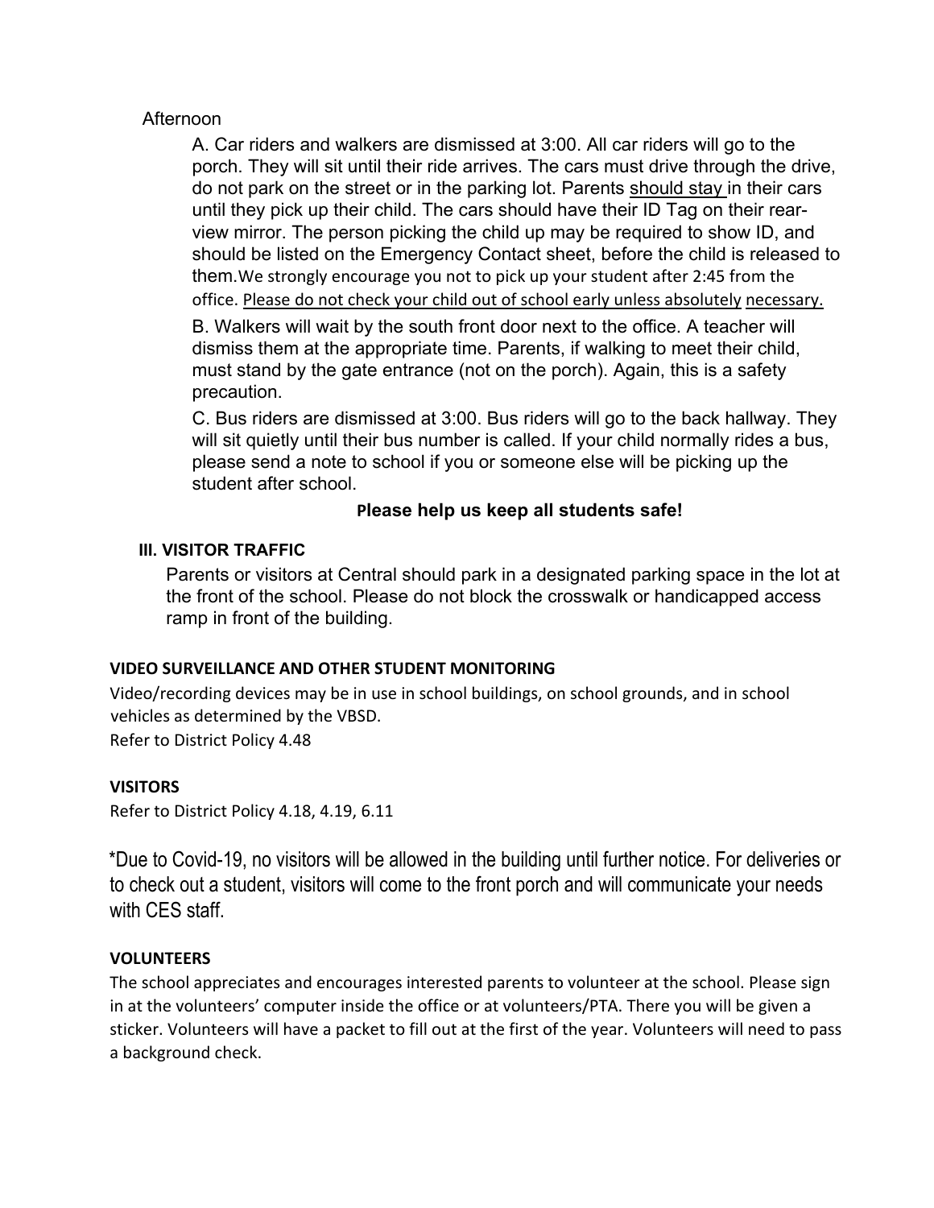Afternoon

A. Car riders and walkers are dismissed at 3:00. All car riders will go to the porch. They will sit until their ride arrives. The cars must drive through the drive, do not park on the street or in the parking lot. Parents <u>should stay</u> in their cars until they pick up their child. The cars should have their ID Tag on their rear-view mirror. The person picking the child up may be required to show ID, and should be listed on the Emergency Contact sheet, before the child is released to them. We strongly encourage you not to pick up your student after 2:45 from the office. <u>Please do not check your child out of school early unless absolutely necessary.</u>

B. Walkers will wait by the south front door next to the office. A teacher will dismiss them at the appropriate time. Parents, if walking to meet their child, must stand by the gate entrance (not on the porch). Again, this is a safety precaution.

C. Bus riders are dismissed at 3:00. Bus riders will go to the back hallway. They will sit quietly until their bus number is called. If your child normally rides a bus, please send a note to school if you or someone else will be picking up the student after school.

**Please help us keep all students safe!**

### III. VISITOR TRAFFIC

Parents or visitors at Central should park in a designated parking space in the lot at the front of the school. Please do not block the crosswalk or handicapped access ramp in front of the building.

### VIDEO SURVEILLANCE AND OTHER STUDENT MONITORING

Video/recording devices may be in use in school buildings, on school grounds, and in school vehicles as determined by the VBSD.
Refer to District Policy 4.48

### VISITORS

Refer to District Policy 4.18, 4.19, 6.11

*Due to Covid-19, no visitors will be allowed in the building until further notice. For deliveries or to check out a student, visitors will come to the front porch and will communicate your needs with CES staff.

### VOLUNTEERS

The school appreciates and encourages interested parents to volunteer at the school. Please sign in at the volunteers' computer inside the office or at volunteers/PTA. There you will be given a sticker. Volunteers will have a packet to fill out at the first of the year. Volunteers will need to pass a background check.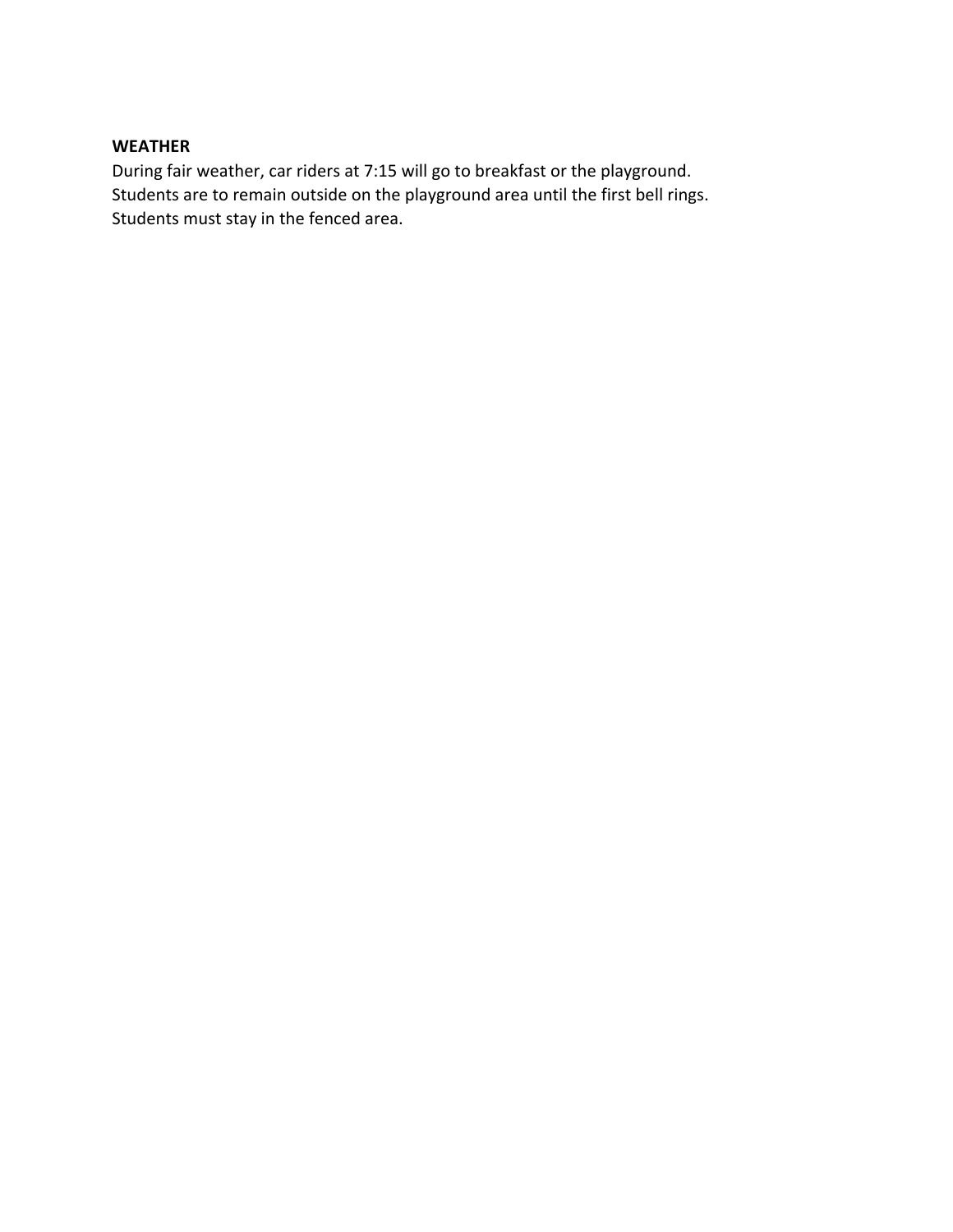**WEATHER**

During fair weather, car riders at 7:15 will go to breakfast or the playground.
Students are to remain outside on the playground area until the first bell rings.
Students must stay in the fenced area.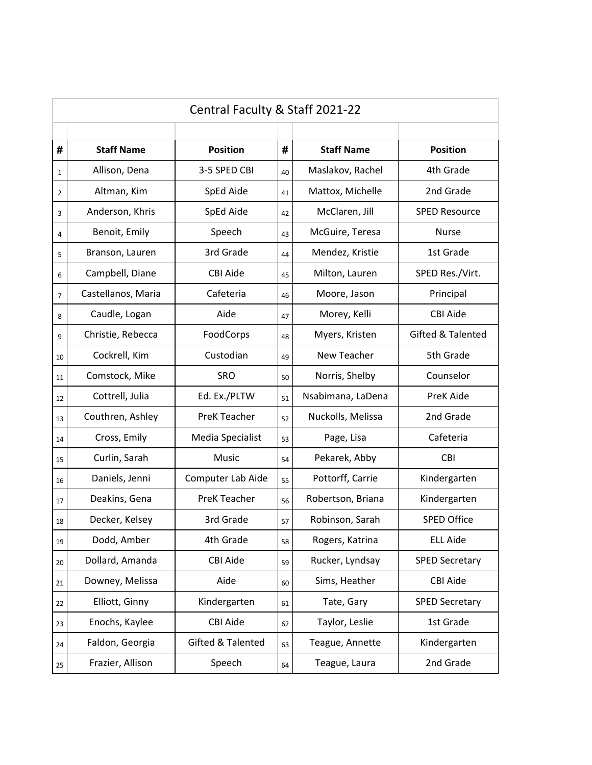# Central Faculty & Staff 2021-22

| # | Staff Name | Position | # | Staff Name | Position |
|---|---|---|---|---|---|
| 1 | Allison, Dena | 3-5 SPED CBI | 40 | Maslakov, Rachel | 4th Grade |
| 2 | Altman, Kim | SpEd Aide | 41 | Mattox, Michelle | 2nd Grade |
| 3 | Anderson, Khris | SpEd Aide | 42 | McClaren, Jill | SPED Resource |
| 4 | Benoit, Emily | Speech | 43 | McGuire, Teresa | Nurse |
| 5 | Branson, Lauren | 3rd Grade | 44 | Mendez, Kristie | 1st Grade |
| 6 | Campbell, Diane | CBI Aide | 45 | Milton, Lauren | SPED Res./Virt. |
| 7 | Castellanos, Maria | Cafeteria | 46 | Moore, Jason | Principal |
| 8 | Caudle, Logan | Aide | 47 | Morey, Kelli | CBI Aide |
| 9 | Christie, Rebecca | FoodCorps | 48 | Myers, Kristen | Gifted & Talented |
| 10 | Cockrell, Kim | Custodian | 49 | New Teacher | 5th Grade |
| 11 | Comstock, Mike | SRO | 50 | Norris, Shelby | Counselor |
| 12 | Cottrell, Julia | Ed. Ex./PLTW | 51 | Nsabimana, LaDena | PreK Aide |
| 13 | Couthren, Ashley | PreK Teacher | 52 | Nuckolls, Melissa | 2nd Grade |
| 14 | Cross, Emily | Media Specialist | 53 | Page, Lisa | Cafeteria |
| 15 | Curlin, Sarah | Music | 54 | Pekarek, Abby | CBI |
| 16 | Daniels, Jenni | Computer Lab Aide | 55 | Pottorff, Carrie | Kindergarten |
| 17 | Deakins, Gena | PreK Teacher | 56 | Robertson, Briana | Kindergarten |
| 18 | Decker, Kelsey | 3rd Grade | 57 | Robinson, Sarah | SPED Office |
| 19 | Dodd, Amber | 4th Grade | 58 | Rogers, Katrina | ELL Aide |
| 20 | Dollard, Amanda | CBI Aide | 59 | Rucker, Lyndsay | SPED Secretary |
| 21 | Downey, Melissa | Aide | 60 | Sims, Heather | CBI Aide |
| 22 | Elliott, Ginny | Kindergarten | 61 | Tate, Gary | SPED Secretary |
| 23 | Enochs, Kaylee | CBI Aide | 62 | Taylor, Leslie | 1st Grade |
| 24 | Faldon, Georgia | Gifted & Talented | 63 | Teague, Annette | Kindergarten |
| 25 | Frazier, Allison | Speech | 64 | Teague, Laura | 2nd Grade |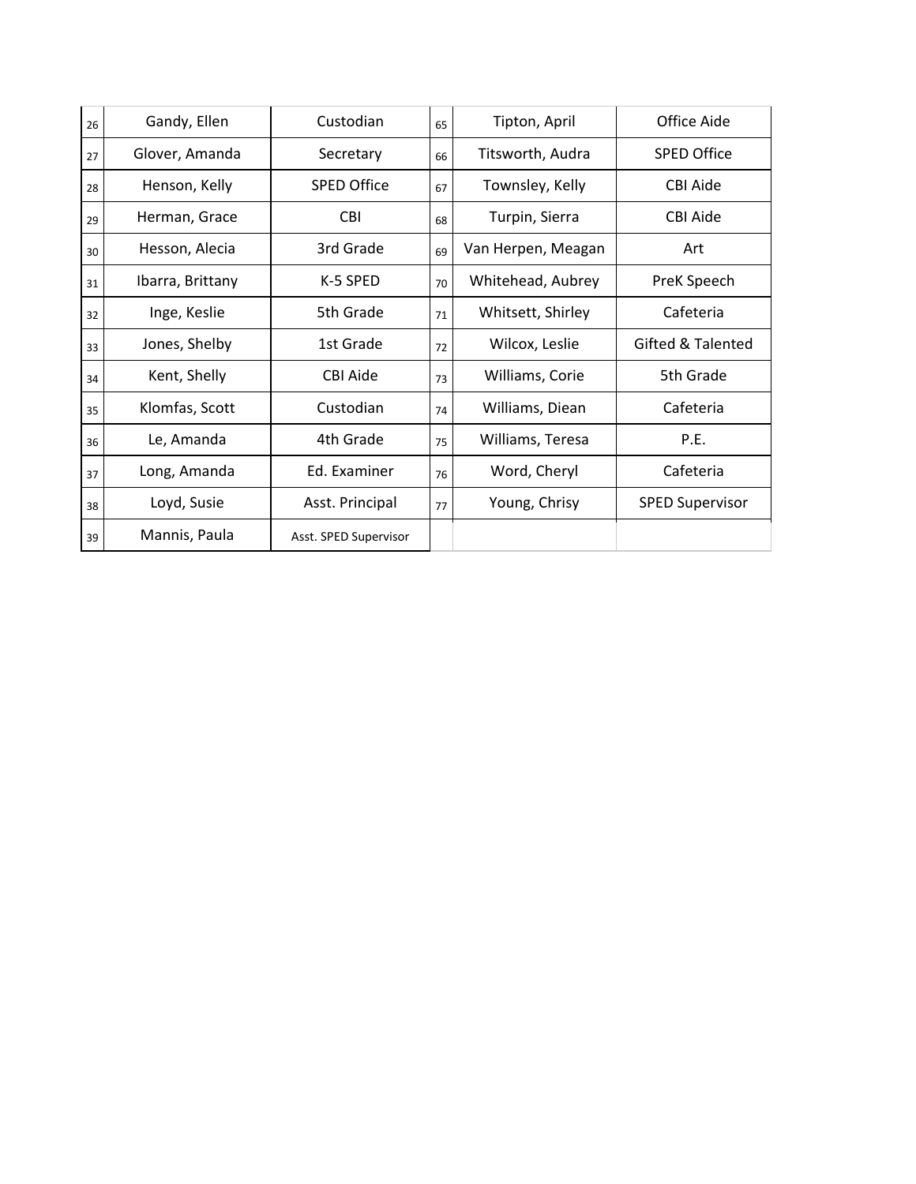| 26 | Gandy, Ellen | Custodian | 65 | Tipton, April | Office Aide |
|---|---|---|---|---|---|
| 27 | Glover, Amanda | Secretary | 66 | Titsworth, Audra | SPED Office |
| 28 | Henson, Kelly | SPED Office | 67 | Townsley, Kelly | CBI Aide |
| 29 | Herman, Grace | CBI | 68 | Turpin, Sierra | CBI Aide |
| 30 | Hesson, Alecia | 3rd Grade | 69 | Van Herpen, Meagan | Art |
| 31 | Ibarra, Brittany | K-5 SPED | 70 | Whitehead, Aubrey | PreK Speech |
| 32 | Inge, Keslie | 5th Grade | 71 | Whitsett, Shirley | Cafeteria |
| 33 | Jones, Shelby | 1st Grade | 72 | Wilcox, Leslie | Gifted & Talented |
| 34 | Kent, Shelly | CBI Aide | 73 | Williams, Corie | 5th Grade |
| 35 | Klomfas, Scott | Custodian | 74 | Williams, Diean | Cafeteria |
| 36 | Le, Amanda | 4th Grade | 75 | Williams, Teresa | P.E. |
| 37 | Long, Amanda | Ed. Examiner | 76 | Word, Cheryl | Cafeteria |
| 38 | Loyd, Susie | Asst. Principal | 77 | Young, Chrisy | SPED Supervisor |
| 39 | Mannis, Paula | Asst. SPED Supervisor | | | |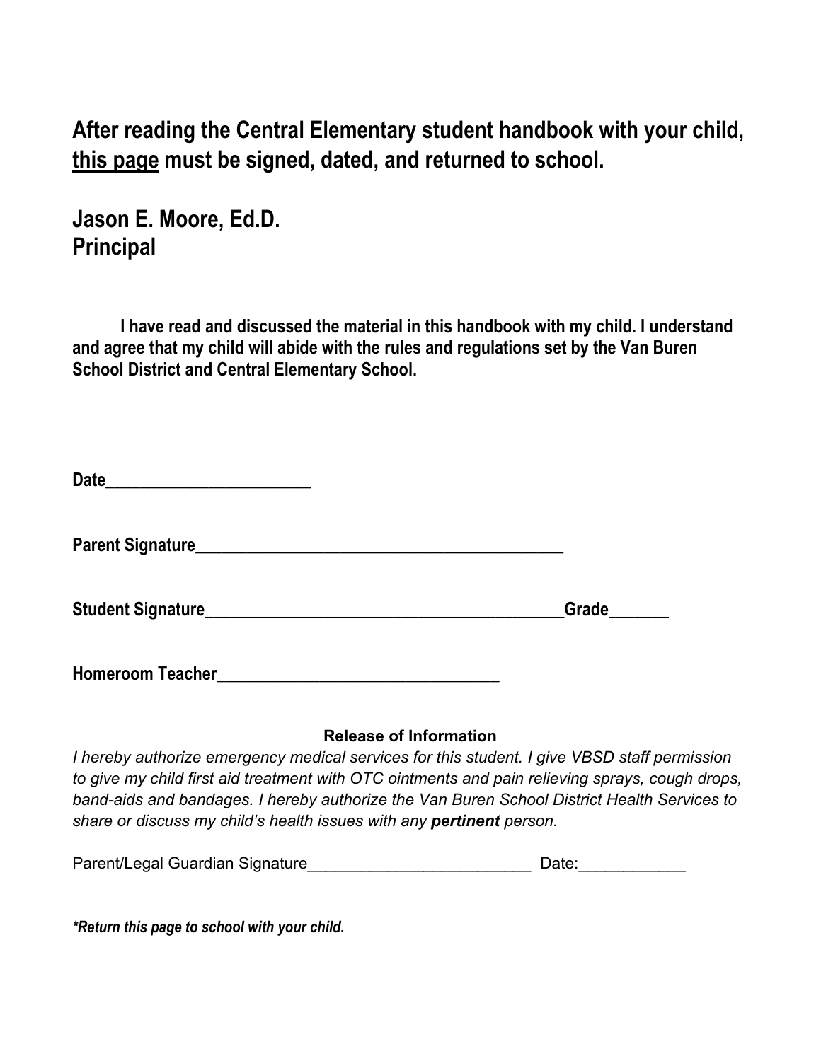**After reading the Central Elementary student handbook with your child, <u>this page</u> must be signed, dated, and returned to school.**

**Jason E. Moore, Ed.D.**
**Principal**

**I have read and discussed the material in this handbook with my child. I understand and agree that my child will abide with the rules and regulations set by the Van Buren School District and Central Elementary School.**

**Date**________________________

**Parent Signature**___________________________________________

**Student Signature**__________________________________________**Grade**_______

**Homeroom Teacher**_________________________________

**Release of Information**

*I hereby authorize emergency medical services for this student. I give VBSD staff permission to give my child first aid treatment with OTC ointments and pain relieving sprays, cough drops, band-aids and bandages. I hereby authorize the Van Buren School District Health Services to share or discuss my child's health issues with any* ***pertinent*** *person.*

Parent/Legal Guardian Signature__________________________ Date:____________

***Return this page to school with your child.**